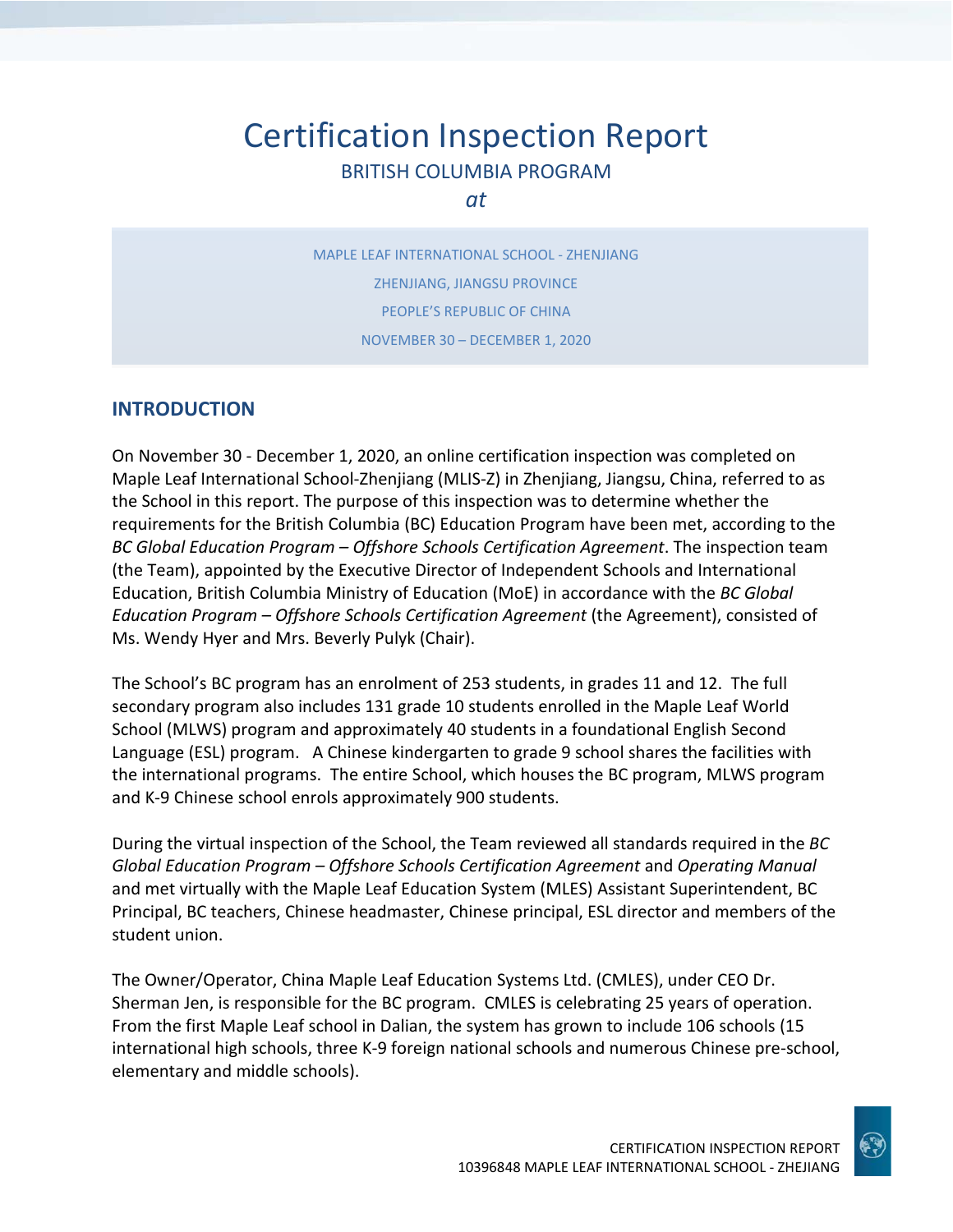# Certification Inspection Report

BRITISH COLUMBIA PROGRAM

*at*

MAPLE LEAF INTERNATIONAL SCHOOL - ZHENJIANG

ZHENJIANG, JIANGSU PROVINCE

PEOPLE'S REPUBLIC OF CHINA

NOVEMBER 30 – DECEMBER 1, 2020

## INTRODUCTION

On November 30 - December 1, 2020, an online certification inspection was completed on Maple Leaf International School-Zhenjiang (MLIS-Z) in Zhenjiang, Jiangsu, China, referred to as the School in this report. The purpose of this inspection was to determine whether the requirements for the British Columbia (BC) Education Program have been met, according to the *BC Global Education Program – Offshore Schools Certification Agreement*. The inspection team (the Team), appointed by the Executive Director of Independent Schools and International Education, British Columbia Ministry of Education (MoE) in accordance with the *BC Global Education Program – Offshore Schools Certification Agreement* (the Agreement), consisted of Ms. Wendy Hyer and Mrs. Beverly Pulyk (Chair).

The School's BC program has an enrolment of 253 students, in grades 11 and 12. The full secondary program also includes 131 grade 10 students enrolled in the Maple Leaf World School (MLWS) program and approximately 40 students in a foundational English Second Language (ESL) program. A Chinese kindergarten to grade 9 school shares the facilities with the international programs. The entire School, which houses the BC program, MLWS program and K-9 Chinese school enrols approximately 900 students.

During the virtual inspection of the School, the Team reviewed all standards required in the *BC Global Education Program – Offshore Schools Certification Agreement* and *Operating Manual* and met virtually with the Maple Leaf Education System (MLES) Assistant Superintendent, BC Principal, BC teachers, Chinese headmaster, Chinese principal, ESL director and members of the student union.

The Owner/Operator, China Maple Leaf Education Systems Ltd. (CMLES), under CEO Dr. Sherman Jen, is responsible for the BC program. CMLES is celebrating 25 years of operation. From the first Maple Leaf school in Dalian, the system has grown to include 106 schools (15 international high schools, three K-9 foreign national schools and numerous Chinese pre-school, elementary and middle schools).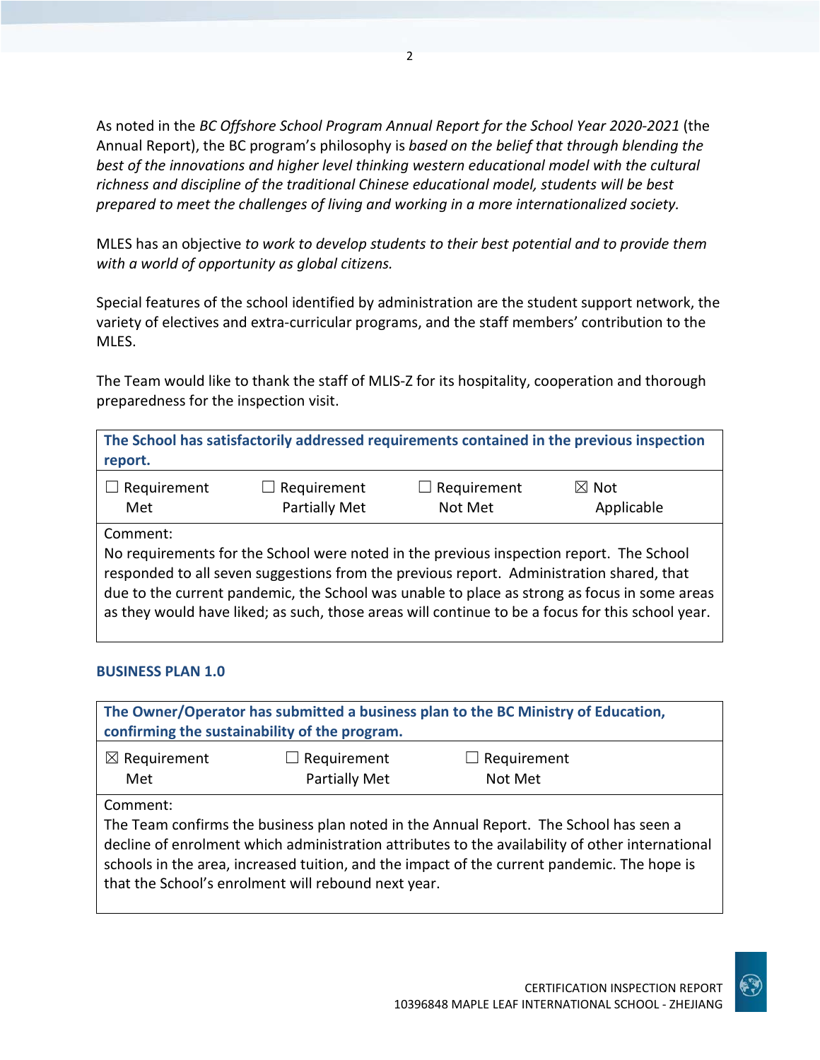As noted in the *BC Offshore School Program Annual Report for the School Year 2020-2021* (the Annual Report), the BC program's philosophy is *based on the belief that through blending the best of the innovations and higher level thinking western educational model with the cultural richness and discipline of the traditional Chinese educational model, students will be best prepared to meet the challenges of living and working in a more internationalized society.*

MLES has an objective *to work to develop students to their best potential and to provide them with a world of opportunity as global citizens.*

Special features of the school identified by administration are the student support network, the variety of electives and extra-curricular programs, and the staff members' contribution to the MLES.

The Team would like to thank the staff of MLIS-Z for its hospitality, cooperation and thorough preparedness for the inspection visit.

| **The School has satisfactorily addressed requirements contained in the previous inspection report.** | | | |
|---|---|---|---|
| ☐ Requirement Met | ☐ Requirement Partially Met | ☐ Requirement Not Met | ☒ Not Applicable |
| Comment:<br>No requirements for the School were noted in the previous inspection report. The School responded to all seven suggestions from the previous report. Administration shared, that due to the current pandemic, the School was unable to place as strong as focus in some areas as they would have liked; as such, those areas will continue to be a focus for this school year. | | | |

### BUSINESS PLAN 1.0

| **The Owner/Operator has submitted a business plan to the BC Ministry of Education, confirming the sustainability of the program.** | | |
|---|---|---|
| ☒ Requirement Met | ☐ Requirement Partially Met | ☐ Requirement Not Met |
| Comment:<br>The Team confirms the business plan noted in the Annual Report. The School has seen a decline of enrolment which administration attributes to the availability of other international schools in the area, increased tuition, and the impact of the current pandemic. The hope is that the School's enrolment will rebound next year. | | |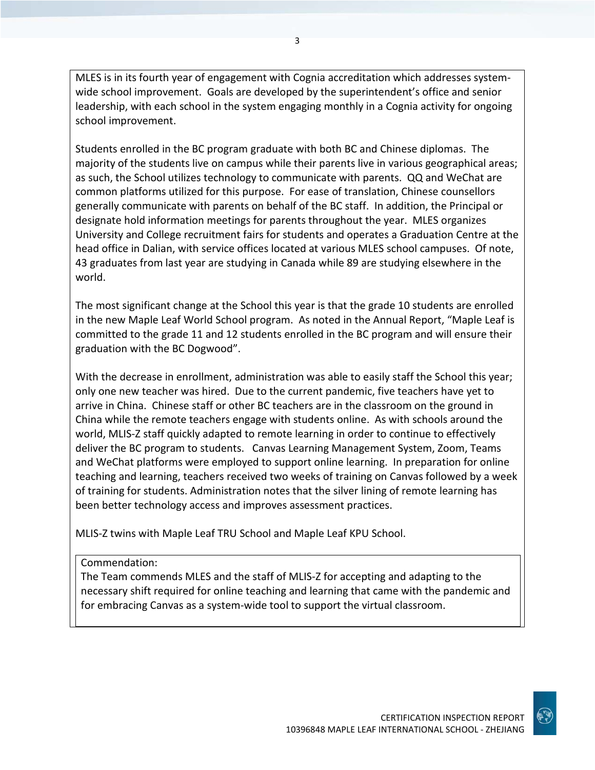MLES is in its fourth year of engagement with Cognia accreditation which addresses system-wide school improvement. Goals are developed by the superintendent's office and senior leadership, with each school in the system engaging monthly in a Cognia activity for ongoing school improvement.

Students enrolled in the BC program graduate with both BC and Chinese diplomas. The majority of the students live on campus while their parents live in various geographical areas; as such, the School utilizes technology to communicate with parents. QQ and WeChat are common platforms utilized for this purpose. For ease of translation, Chinese counsellors generally communicate with parents on behalf of the BC staff. In addition, the Principal or designate hold information meetings for parents throughout the year. MLES organizes University and College recruitment fairs for students and operates a Graduation Centre at the head office in Dalian, with service offices located at various MLES school campuses. Of note, 43 graduates from last year are studying in Canada while 89 are studying elsewhere in the world.

The most significant change at the School this year is that the grade 10 students are enrolled in the new Maple Leaf World School program. As noted in the Annual Report, "Maple Leaf is committed to the grade 11 and 12 students enrolled in the BC program and will ensure their graduation with the BC Dogwood".

With the decrease in enrollment, administration was able to easily staff the School this year; only one new teacher was hired. Due to the current pandemic, five teachers have yet to arrive in China. Chinese staff or other BC teachers are in the classroom on the ground in China while the remote teachers engage with students online. As with schools around the world, MLIS-Z staff quickly adapted to remote learning in order to continue to effectively deliver the BC program to students. Canvas Learning Management System, Zoom, Teams and WeChat platforms were employed to support online learning. In preparation for online teaching and learning, teachers received two weeks of training on Canvas followed by a week of training for students. Administration notes that the silver lining of remote learning has been better technology access and improves assessment practices.

MLIS-Z twins with Maple Leaf TRU School and Maple Leaf KPU School.

Commendation:
The Team commends MLES and the staff of MLIS-Z for accepting and adapting to the necessary shift required for online teaching and learning that came with the pandemic and for embracing Canvas as a system-wide tool to support the virtual classroom.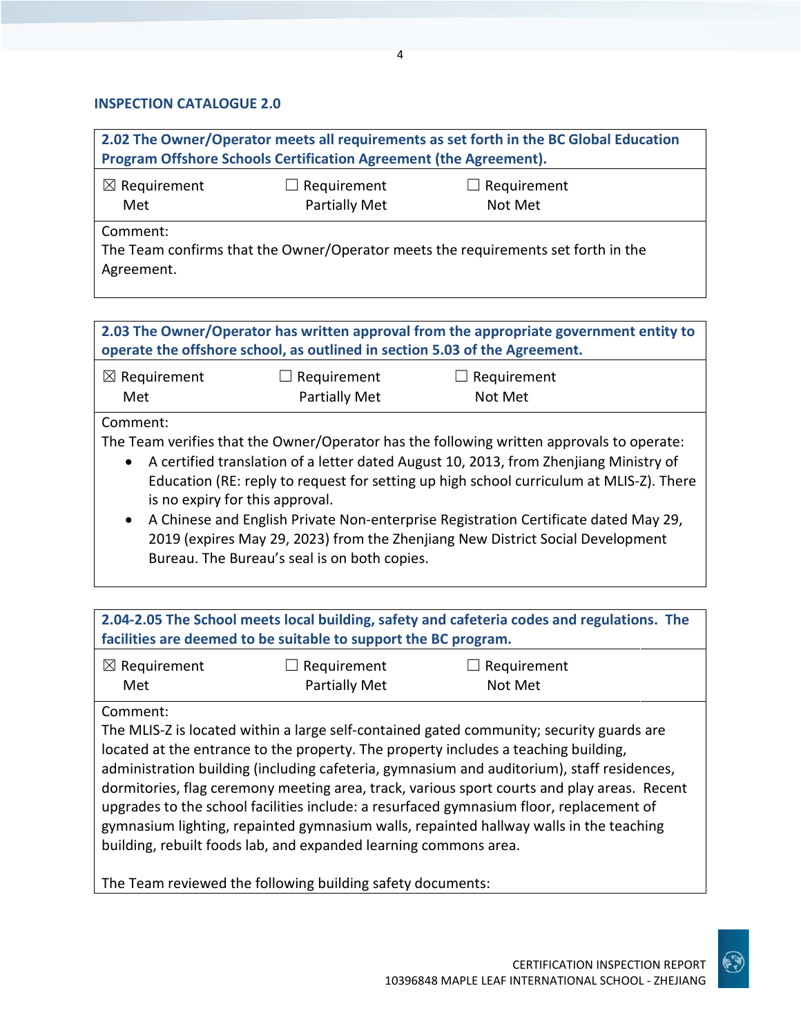## INSPECTION CATALOGUE 2.0

| **2.02 The Owner/Operator meets all requirements as set forth in the BC Global Education Program Offshore Schools Certification Agreement (the Agreement).** | | |
|---|---|---|
| ☒ Requirement Met | ☐ Requirement Partially Met | ☐ Requirement Not Met |
| Comment:<br>The Team confirms that the Owner/Operator meets the requirements set forth in the Agreement. | | |

| **2.03 The Owner/Operator has written approval from the appropriate government entity to operate the offshore school, as outlined in section 5.03 of the Agreement.** | | |
|---|---|---|
| ☒ Requirement Met | ☐ Requirement Partially Met | ☐ Requirement Not Met |
| Comment:<br>The Team verifies that the Owner/Operator has the following written approvals to operate:<br>• A certified translation of a letter dated August 10, 2013, from Zhenjiang Ministry of Education (RE: reply to request for setting up high school curriculum at MLIS-Z). There is no expiry for this approval.<br>• A Chinese and English Private Non-enterprise Registration Certificate dated May 29, 2019 (expires May 29, 2023) from the Zhenjiang New District Social Development Bureau. The Bureau's seal is on both copies. | | |

| **2.04-2.05 The School meets local building, safety and cafeteria codes and regulations. The facilities are deemed to be suitable to support the BC program.** | | |
|---|---|---|
| ☒ Requirement Met | ☐ Requirement Partially Met | ☐ Requirement Not Met |
| Comment:<br>The MLIS-Z is located within a large self-contained gated community; security guards are located at the entrance to the property. The property includes a teaching building, administration building (including cafeteria, gymnasium and auditorium), staff residences, dormitories, flag ceremony meeting area, track, various sport courts and play areas. Recent upgrades to the school facilities include: a resurfaced gymnasium floor, replacement of gymnasium lighting, repainted gymnasium walls, repainted hallway walls in the teaching building, rebuilt foods lab, and expanded learning commons area.<br><br>The Team reviewed the following building safety documents: | | |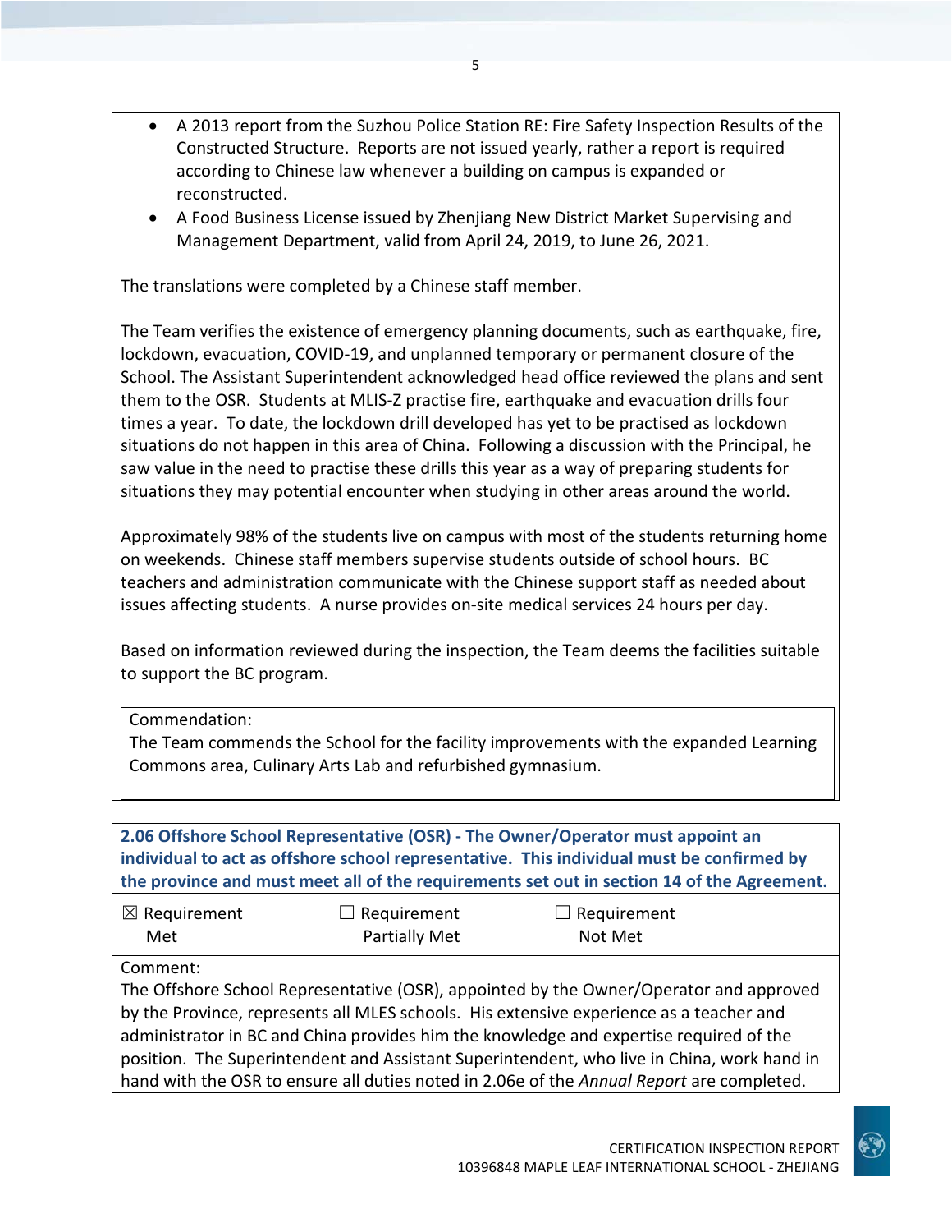- A 2013 report from the Suzhou Police Station RE: Fire Safety Inspection Results of the Constructed Structure. Reports are not issued yearly, rather a report is required according to Chinese law whenever a building on campus is expanded or reconstructed.
- A Food Business License issued by Zhenjiang New District Market Supervising and Management Department, valid from April 24, 2019, to June 26, 2021.

The translations were completed by a Chinese staff member.

The Team verifies the existence of emergency planning documents, such as earthquake, fire, lockdown, evacuation, COVID-19, and unplanned temporary or permanent closure of the School. The Assistant Superintendent acknowledged head office reviewed the plans and sent them to the OSR. Students at MLIS-Z practise fire, earthquake and evacuation drills four times a year. To date, the lockdown drill developed has yet to be practised as lockdown situations do not happen in this area of China. Following a discussion with the Principal, he saw value in the need to practise these drills this year as a way of preparing students for situations they may potential encounter when studying in other areas around the world.

Approximately 98% of the students live on campus with most of the students returning home on weekends. Chinese staff members supervise students outside of school hours. BC teachers and administration communicate with the Chinese support staff as needed about issues affecting students. A nurse provides on-site medical services 24 hours per day.

Based on information reviewed during the inspection, the Team deems the facilities suitable to support the BC program.

Commendation:
The Team commends the School for the facility improvements with the expanded Learning Commons area, Culinary Arts Lab and refurbished gymnasium.

**2.06 Offshore School Representative (OSR) - The Owner/Operator must appoint an individual to act as offshore school representative. This individual must be confirmed by the province and must meet all of the requirements set out in section 14 of the Agreement.**

| ☒ Requirement Met | ☐ Requirement Partially Met | ☐ Requirement Not Met |
|---|---|---|

Comment:
The Offshore School Representative (OSR), appointed by the Owner/Operator and approved by the Province, represents all MLES schools. His extensive experience as a teacher and administrator in BC and China provides him the knowledge and expertise required of the position. The Superintendent and Assistant Superintendent, who live in China, work hand in hand with the OSR to ensure all duties noted in 2.06e of the *Annual Report* are completed.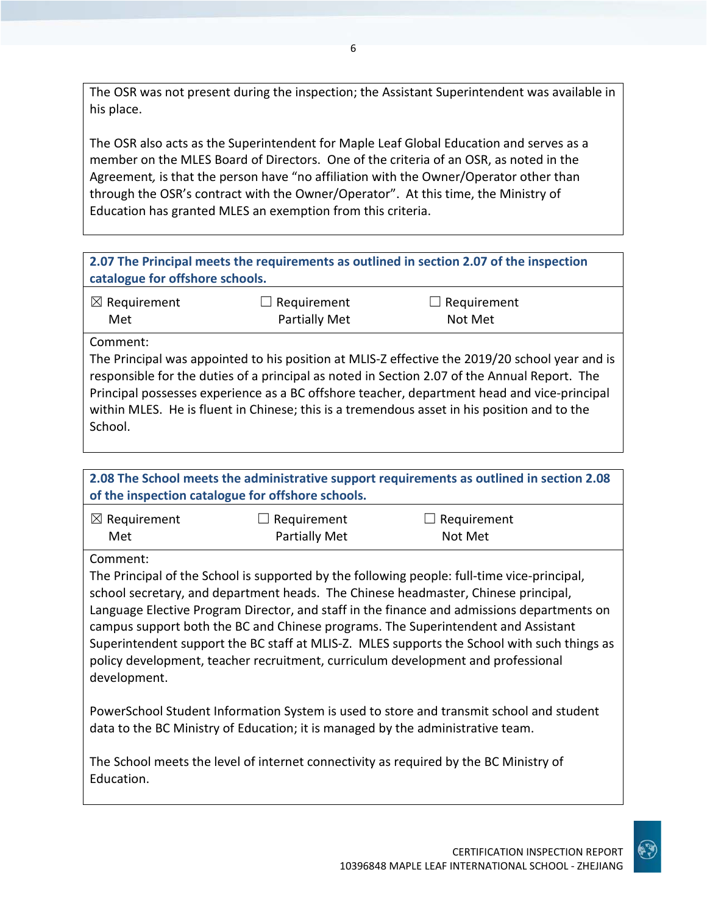The OSR was not present during the inspection; the Assistant Superintendent was available in his place.

The OSR also acts as the Superintendent for Maple Leaf Global Education and serves as a member on the MLES Board of Directors. One of the criteria of an OSR, as noted in the Agreement, is that the person have "no affiliation with the Owner/Operator other than through the OSR's contract with the Owner/Operator". At this time, the Ministry of Education has granted MLES an exemption from this criteria.

**2.07 The Principal meets the requirements as outlined in section 2.07 of the inspection catalogue for offshore schools.**

| ☒ Requirement Met | ☐ Requirement Partially Met | ☐ Requirement Not Met |
|---|---|---|

Comment:
The Principal was appointed to his position at MLIS-Z effective the 2019/20 school year and is responsible for the duties of a principal as noted in Section 2.07 of the Annual Report. The Principal possesses experience as a BC offshore teacher, department head and vice-principal within MLES. He is fluent in Chinese; this is a tremendous asset in his position and to the School.

**2.08 The School meets the administrative support requirements as outlined in section 2.08 of the inspection catalogue for offshore schools.**

| ☒ Requirement Met | ☐ Requirement Partially Met | ☐ Requirement Not Met |
|---|---|---|

Comment:
The Principal of the School is supported by the following people: full-time vice-principal, school secretary, and department heads. The Chinese headmaster, Chinese principal, Language Elective Program Director, and staff in the finance and admissions departments on campus support both the BC and Chinese programs. The Superintendent and Assistant Superintendent support the BC staff at MLIS-Z. MLES supports the School with such things as policy development, teacher recruitment, curriculum development and professional development.

PowerSchool Student Information System is used to store and transmit school and student data to the BC Ministry of Education; it is managed by the administrative team.

The School meets the level of internet connectivity as required by the BC Ministry of Education.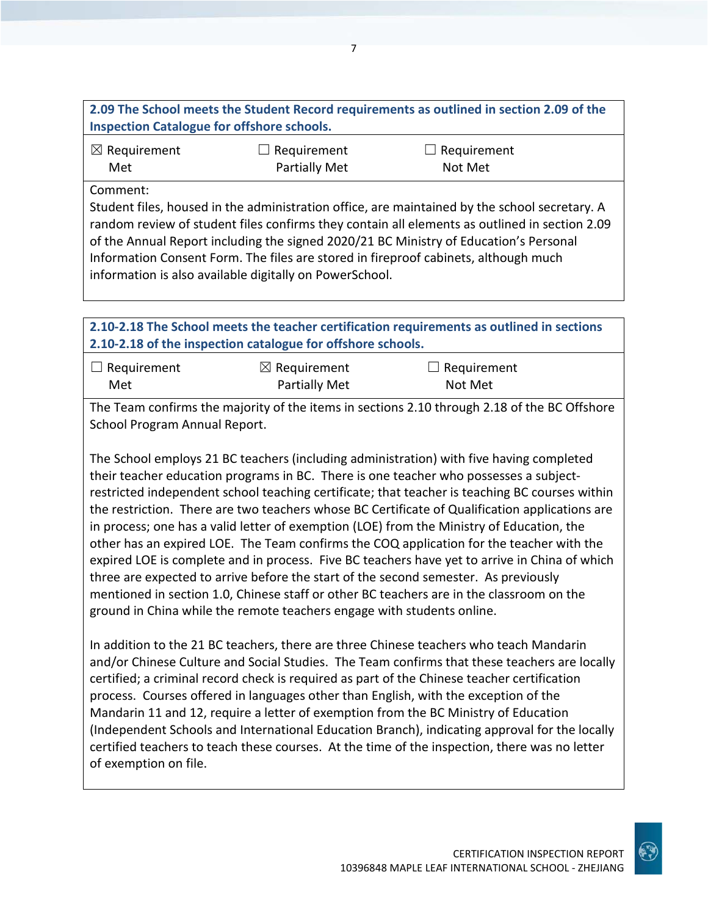**2.09 The School meets the Student Record requirements as outlined in section 2.09 of the Inspection Catalogue for offshore schools.**

| ☒ Requirement Met | ☐ Requirement Partially Met | ☐ Requirement Not Met |
|---|---|---|

Comment:
Student files, housed in the administration office, are maintained by the school secretary. A random review of student files confirms they contain all elements as outlined in section 2.09 of the Annual Report including the signed 2020/21 BC Ministry of Education's Personal Information Consent Form. The files are stored in fireproof cabinets, although much information is also available digitally on PowerSchool.

**2.10-2.18 The School meets the teacher certification requirements as outlined in sections 2.10-2.18 of the inspection catalogue for offshore schools.**

| ☐ Requirement Met | ☒ Requirement Partially Met | ☐ Requirement Not Met |
|---|---|---|

The Team confirms the majority of the items in sections 2.10 through 2.18 of the BC Offshore School Program Annual Report.

The School employs 21 BC teachers (including administration) with five having completed their teacher education programs in BC. There is one teacher who possesses a subject-restricted independent school teaching certificate; that teacher is teaching BC courses within the restriction. There are two teachers whose BC Certificate of Qualification applications are in process; one has a valid letter of exemption (LOE) from the Ministry of Education, the other has an expired LOE. The Team confirms the COQ application for the teacher with the expired LOE is complete and in process. Five BC teachers have yet to arrive in China of which three are expected to arrive before the start of the second semester. As previously mentioned in section 1.0, Chinese staff or other BC teachers are in the classroom on the ground in China while the remote teachers engage with students online.

In addition to the 21 BC teachers, there are three Chinese teachers who teach Mandarin and/or Chinese Culture and Social Studies. The Team confirms that these teachers are locally certified; a criminal record check is required as part of the Chinese teacher certification process. Courses offered in languages other than English, with the exception of the Mandarin 11 and 12, require a letter of exemption from the BC Ministry of Education (Independent Schools and International Education Branch), indicating approval for the locally certified teachers to teach these courses. At the time of the inspection, there was no letter of exemption on file.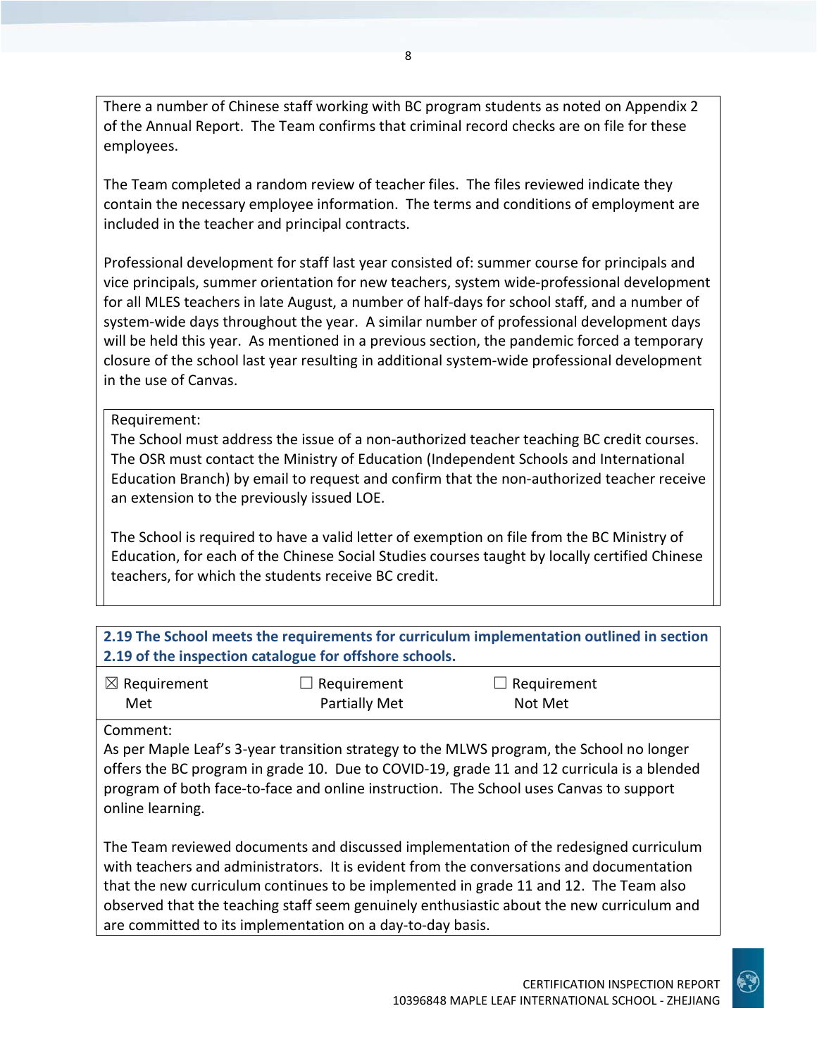There a number of Chinese staff working with BC program students as noted on Appendix 2 of the Annual Report. The Team confirms that criminal record checks are on file for these employees.

The Team completed a random review of teacher files. The files reviewed indicate they contain the necessary employee information. The terms and conditions of employment are included in the teacher and principal contracts.

Professional development for staff last year consisted of: summer course for principals and vice principals, summer orientation for new teachers, system wide-professional development for all MLES teachers in late August, a number of half-days for school staff, and a number of system-wide days throughout the year. A similar number of professional development days will be held this year. As mentioned in a previous section, the pandemic forced a temporary closure of the school last year resulting in additional system-wide professional development in the use of Canvas.

Requirement:
The School must address the issue of a non-authorized teacher teaching BC credit courses. The OSR must contact the Ministry of Education (Independent Schools and International Education Branch) by email to request and confirm that the non-authorized teacher receive an extension to the previously issued LOE.

The School is required to have a valid letter of exemption on file from the BC Ministry of Education, for each of the Chinese Social Studies courses taught by locally certified Chinese teachers, for which the students receive BC credit.

**2.19 The School meets the requirements for curriculum implementation outlined in section 2.19 of the inspection catalogue for offshore schools.**

| ☒ Requirement Met | ☐ Requirement Partially Met | ☐ Requirement Not Met |
|---|---|---|

Comment:
As per Maple Leaf's 3-year transition strategy to the MLWS program, the School no longer offers the BC program in grade 10. Due to COVID-19, grade 11 and 12 curricula is a blended program of both face-to-face and online instruction. The School uses Canvas to support online learning.

The Team reviewed documents and discussed implementation of the redesigned curriculum with teachers and administrators. It is evident from the conversations and documentation that the new curriculum continues to be implemented in grade 11 and 12. The Team also observed that the teaching staff seem genuinely enthusiastic about the new curriculum and are committed to its implementation on a day-to-day basis.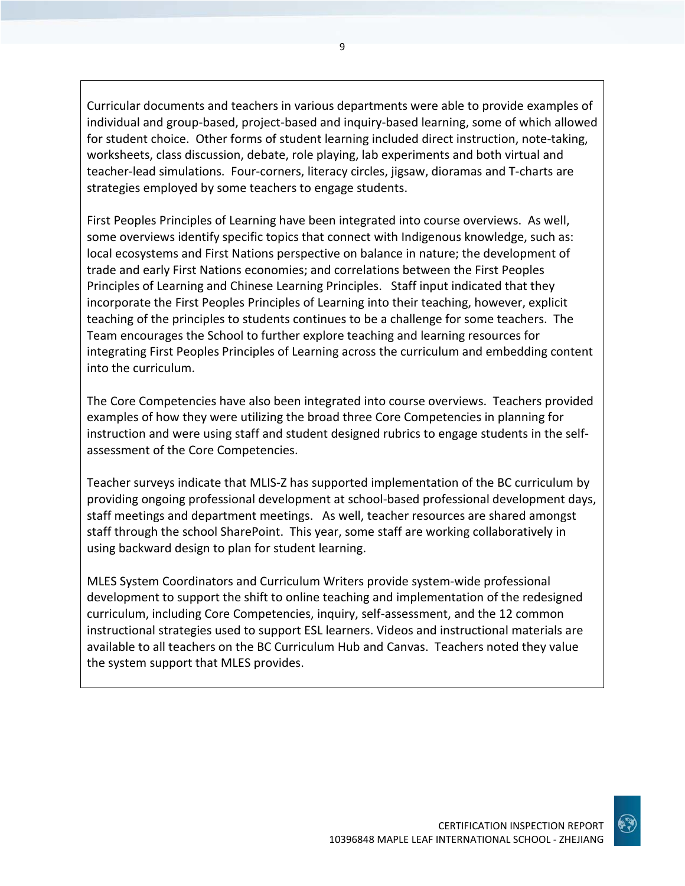Curricular documents and teachers in various departments were able to provide examples of individual and group-based, project-based and inquiry-based learning, some of which allowed for student choice. Other forms of student learning included direct instruction, note-taking, worksheets, class discussion, debate, role playing, lab experiments and both virtual and teacher-lead simulations. Four-corners, literacy circles, jigsaw, dioramas and T-charts are strategies employed by some teachers to engage students.

First Peoples Principles of Learning have been integrated into course overviews. As well, some overviews identify specific topics that connect with Indigenous knowledge, such as: local ecosystems and First Nations perspective on balance in nature; the development of trade and early First Nations economies; and correlations between the First Peoples Principles of Learning and Chinese Learning Principles. Staff input indicated that they incorporate the First Peoples Principles of Learning into their teaching, however, explicit teaching of the principles to students continues to be a challenge for some teachers. The Team encourages the School to further explore teaching and learning resources for integrating First Peoples Principles of Learning across the curriculum and embedding content into the curriculum.

The Core Competencies have also been integrated into course overviews. Teachers provided examples of how they were utilizing the broad three Core Competencies in planning for instruction and were using staff and student designed rubrics to engage students in the self-assessment of the Core Competencies.

Teacher surveys indicate that MLIS-Z has supported implementation of the BC curriculum by providing ongoing professional development at school-based professional development days, staff meetings and department meetings. As well, teacher resources are shared amongst staff through the school SharePoint. This year, some staff are working collaboratively in using backward design to plan for student learning.

MLES System Coordinators and Curriculum Writers provide system-wide professional development to support the shift to online teaching and implementation of the redesigned curriculum, including Core Competencies, inquiry, self-assessment, and the 12 common instructional strategies used to support ESL learners. Videos and instructional materials are available to all teachers on the BC Curriculum Hub and Canvas. Teachers noted they value the system support that MLES provides.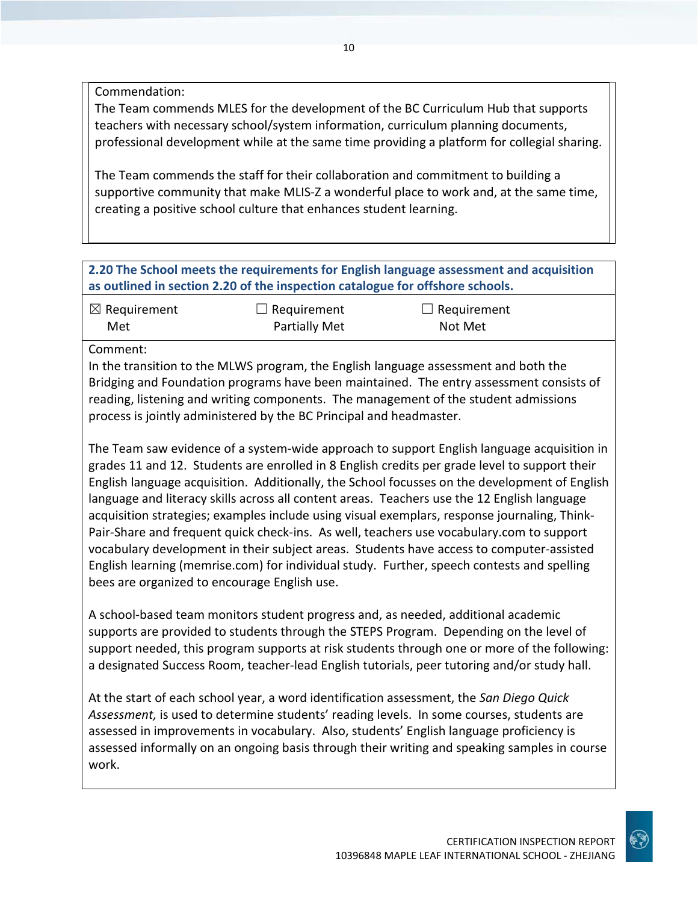Commendation:
The Team commends MLES for the development of the BC Curriculum Hub that supports teachers with necessary school/system information, curriculum planning documents, professional development while at the same time providing a platform for collegial sharing.

The Team commends the staff for their collaboration and commitment to building a supportive community that make MLIS-Z a wonderful place to work and, at the same time, creating a positive school culture that enhances student learning.

**2.20 The School meets the requirements for English language assessment and acquisition as outlined in section 2.20 of the inspection catalogue for offshore schools.**

☒ Requirement Met ☐ Requirement Partially Met ☐ Requirement Not Met

Comment:
In the transition to the MLWS program, the English language assessment and both the Bridging and Foundation programs have been maintained. The entry assessment consists of reading, listening and writing components. The management of the student admissions process is jointly administered by the BC Principal and headmaster.

The Team saw evidence of a system-wide approach to support English language acquisition in grades 11 and 12. Students are enrolled in 8 English credits per grade level to support their English language acquisition. Additionally, the School focusses on the development of English language and literacy skills across all content areas. Teachers use the 12 English language acquisition strategies; examples include using visual exemplars, response journaling, Think-Pair-Share and frequent quick check-ins. As well, teachers use vocabulary.com to support vocabulary development in their subject areas. Students have access to computer-assisted English learning (memrise.com) for individual study. Further, speech contests and spelling bees are organized to encourage English use.

A school-based team monitors student progress and, as needed, additional academic supports are provided to students through the STEPS Program. Depending on the level of support needed, this program supports at risk students through one or more of the following: a designated Success Room, teacher-lead English tutorials, peer tutoring and/or study hall.

At the start of each school year, a word identification assessment, the *San Diego Quick Assessment,* is used to determine students' reading levels. In some courses, students are assessed in improvements in vocabulary. Also, students' English language proficiency is assessed informally on an ongoing basis through their writing and speaking samples in course work.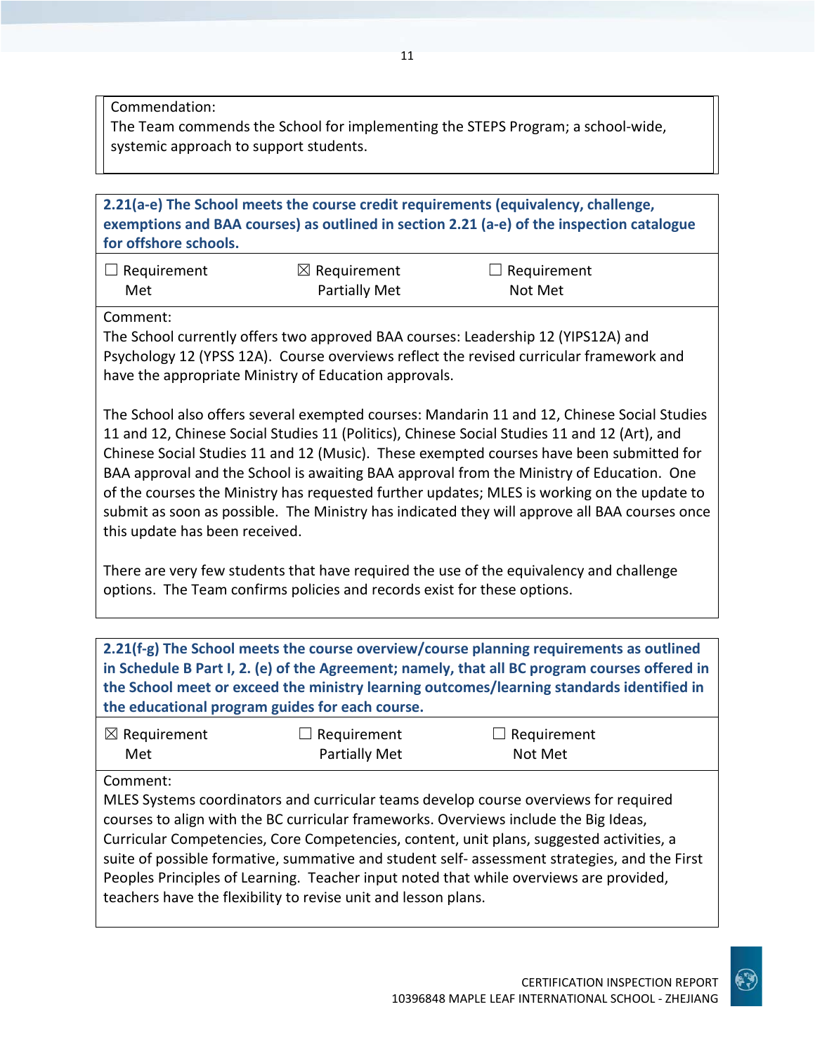Commendation:
The Team commends the School for implementing the STEPS Program; a school-wide, systemic approach to support students.

**2.21(a-e) The School meets the course credit requirements (equivalency, challenge, exemptions and BAA courses) as outlined in section 2.21 (a-e) of the inspection catalogue for offshore schools.**

| ☐ Requirement Met | ☒ Requirement Partially Met | ☐ Requirement Not Met |
|---|---|---|

Comment:
The School currently offers two approved BAA courses: Leadership 12 (YIPS12A) and Psychology 12 (YPSS 12A). Course overviews reflect the revised curricular framework and have the appropriate Ministry of Education approvals.

The School also offers several exempted courses: Mandarin 11 and 12, Chinese Social Studies 11 and 12, Chinese Social Studies 11 (Politics), Chinese Social Studies 11 and 12 (Art), and Chinese Social Studies 11 and 12 (Music). These exempted courses have been submitted for BAA approval and the School is awaiting BAA approval from the Ministry of Education. One of the courses the Ministry has requested further updates; MLES is working on the update to submit as soon as possible. The Ministry has indicated they will approve all BAA courses once this update has been received.

There are very few students that have required the use of the equivalency and challenge options. The Team confirms policies and records exist for these options.

**2.21(f-g) The School meets the course overview/course planning requirements as outlined in Schedule B Part I, 2. (e) of the Agreement; namely, that all BC program courses offered in the School meet or exceed the ministry learning outcomes/learning standards identified in the educational program guides for each course.**

| ☒ Requirement Met | ☐ Requirement Partially Met | ☐ Requirement Not Met |
|---|---|---|

Comment:
MLES Systems coordinators and curricular teams develop course overviews for required courses to align with the BC curricular frameworks. Overviews include the Big Ideas, Curricular Competencies, Core Competencies, content, unit plans, suggested activities, a suite of possible formative, summative and student self- assessment strategies, and the First Peoples Principles of Learning. Teacher input noted that while overviews are provided, teachers have the flexibility to revise unit and lesson plans.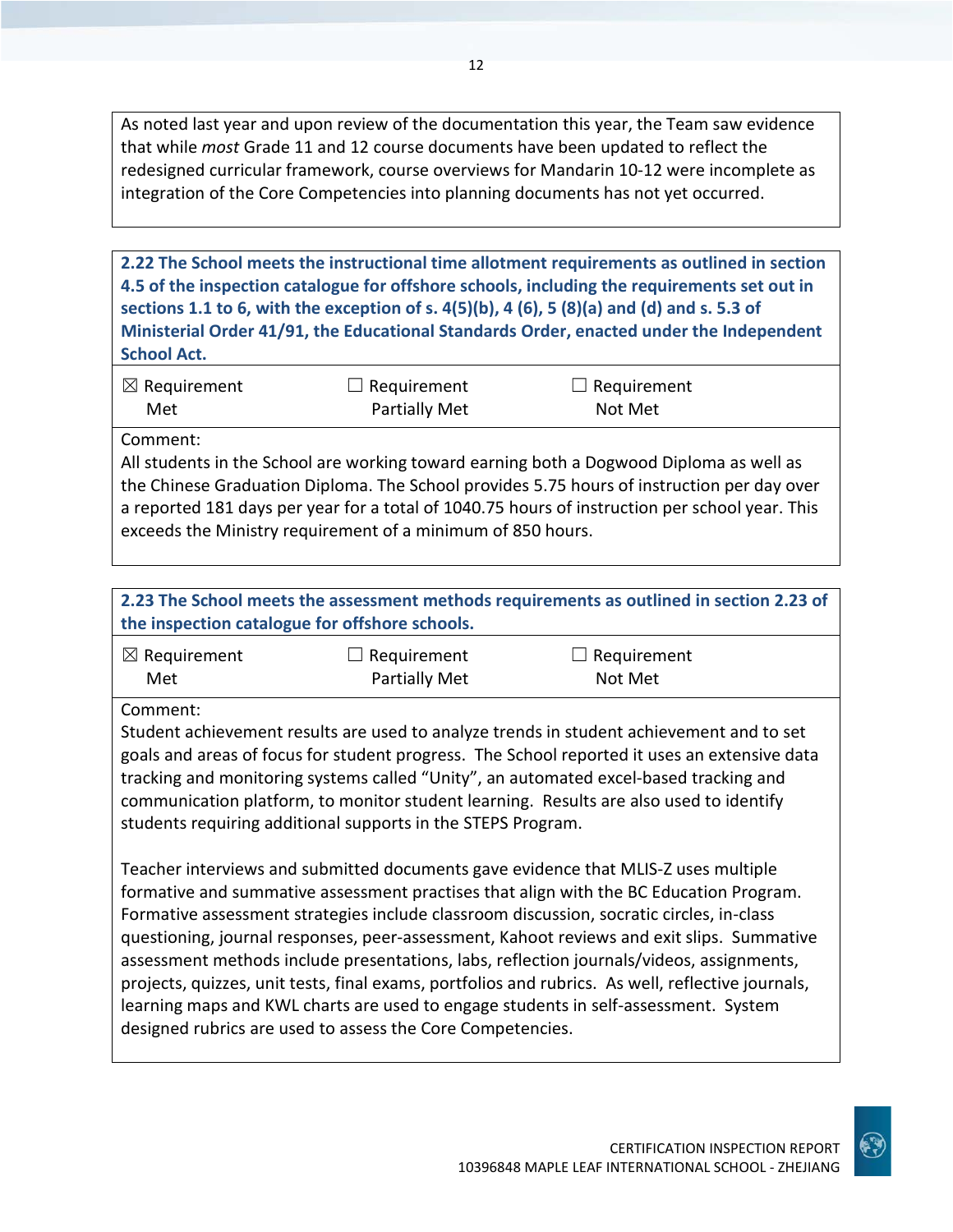As noted last year and upon review of the documentation this year, the Team saw evidence that while *most* Grade 11 and 12 course documents have been updated to reflect the redesigned curricular framework, course overviews for Mandarin 10-12 were incomplete as integration of the Core Competencies into planning documents has not yet occurred.

**2.22 The School meets the instructional time allotment requirements as outlined in section 4.5 of the inspection catalogue for offshore schools, including the requirements set out in sections 1.1 to 6, with the exception of s. 4(5)(b), 4 (6), 5 (8)(a) and (d) and s. 5.3 of Ministerial Order 41/91, the Educational Standards Order, enacted under the Independent School Act.**

| ☒ Requirement Met | ☐ Requirement Partially Met | ☐ Requirement Not Met |
|---|---|---|

Comment:
All students in the School are working toward earning both a Dogwood Diploma as well as the Chinese Graduation Diploma. The School provides 5.75 hours of instruction per day over a reported 181 days per year for a total of 1040.75 hours of instruction per school year. This exceeds the Ministry requirement of a minimum of 850 hours.

**2.23 The School meets the assessment methods requirements as outlined in section 2.23 of the inspection catalogue for offshore schools.**

| ☒ Requirement Met | ☐ Requirement Partially Met | ☐ Requirement Not Met |
|---|---|---|

Comment:
Student achievement results are used to analyze trends in student achievement and to set goals and areas of focus for student progress. The School reported it uses an extensive data tracking and monitoring systems called "Unity", an automated excel-based tracking and communication platform, to monitor student learning. Results are also used to identify students requiring additional supports in the STEPS Program.

Teacher interviews and submitted documents gave evidence that MLIS-Z uses multiple formative and summative assessment practises that align with the BC Education Program. Formative assessment strategies include classroom discussion, socratic circles, in-class questioning, journal responses, peer-assessment, Kahoot reviews and exit slips. Summative assessment methods include presentations, labs, reflection journals/videos, assignments, projects, quizzes, unit tests, final exams, portfolios and rubrics. As well, reflective journals, learning maps and KWL charts are used to engage students in self-assessment. System designed rubrics are used to assess the Core Competencies.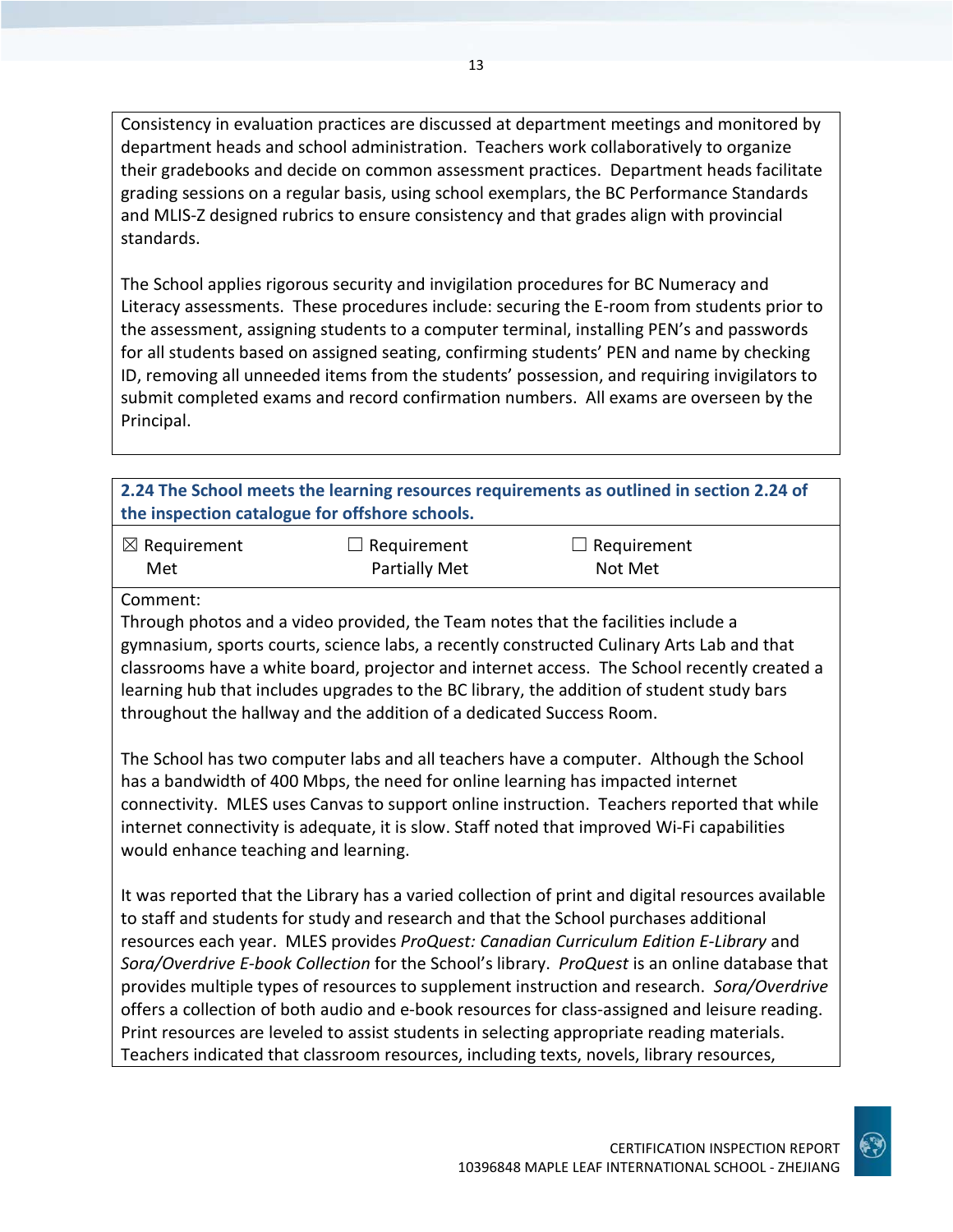Consistency in evaluation practices are discussed at department meetings and monitored by department heads and school administration. Teachers work collaboratively to organize their gradebooks and decide on common assessment practices. Department heads facilitate grading sessions on a regular basis, using school exemplars, the BC Performance Standards and MLIS-Z designed rubrics to ensure consistency and that grades align with provincial standards.

The School applies rigorous security and invigilation procedures for BC Numeracy and Literacy assessments. These procedures include: securing the E-room from students prior to the assessment, assigning students to a computer terminal, installing PEN's and passwords for all students based on assigned seating, confirming students' PEN and name by checking ID, removing all unneeded items from the students' possession, and requiring invigilators to submit completed exams and record confirmation numbers. All exams are overseen by the Principal.

**2.24 The School meets the learning resources requirements as outlined in section 2.24 of the inspection catalogue for offshore schools.**

| ☒ Requirement Met | ☐ Requirement Partially Met | ☐ Requirement Not Met |
|---|---|---|

Comment:
Through photos and a video provided, the Team notes that the facilities include a gymnasium, sports courts, science labs, a recently constructed Culinary Arts Lab and that classrooms have a white board, projector and internet access. The School recently created a learning hub that includes upgrades to the BC library, the addition of student study bars throughout the hallway and the addition of a dedicated Success Room.

The School has two computer labs and all teachers have a computer. Although the School has a bandwidth of 400 Mbps, the need for online learning has impacted internet connectivity. MLES uses Canvas to support online instruction. Teachers reported that while internet connectivity is adequate, it is slow. Staff noted that improved Wi-Fi capabilities would enhance teaching and learning.

It was reported that the Library has a varied collection of print and digital resources available to staff and students for study and research and that the School purchases additional resources each year. MLES provides *ProQuest: Canadian Curriculum Edition E-Library* and *Sora/Overdrive E-book Collection* for the School's library. *ProQuest* is an online database that provides multiple types of resources to supplement instruction and research. *Sora/Overdrive* offers a collection of both audio and e-book resources for class-assigned and leisure reading. Print resources are leveled to assist students in selecting appropriate reading materials. Teachers indicated that classroom resources, including texts, novels, library resources,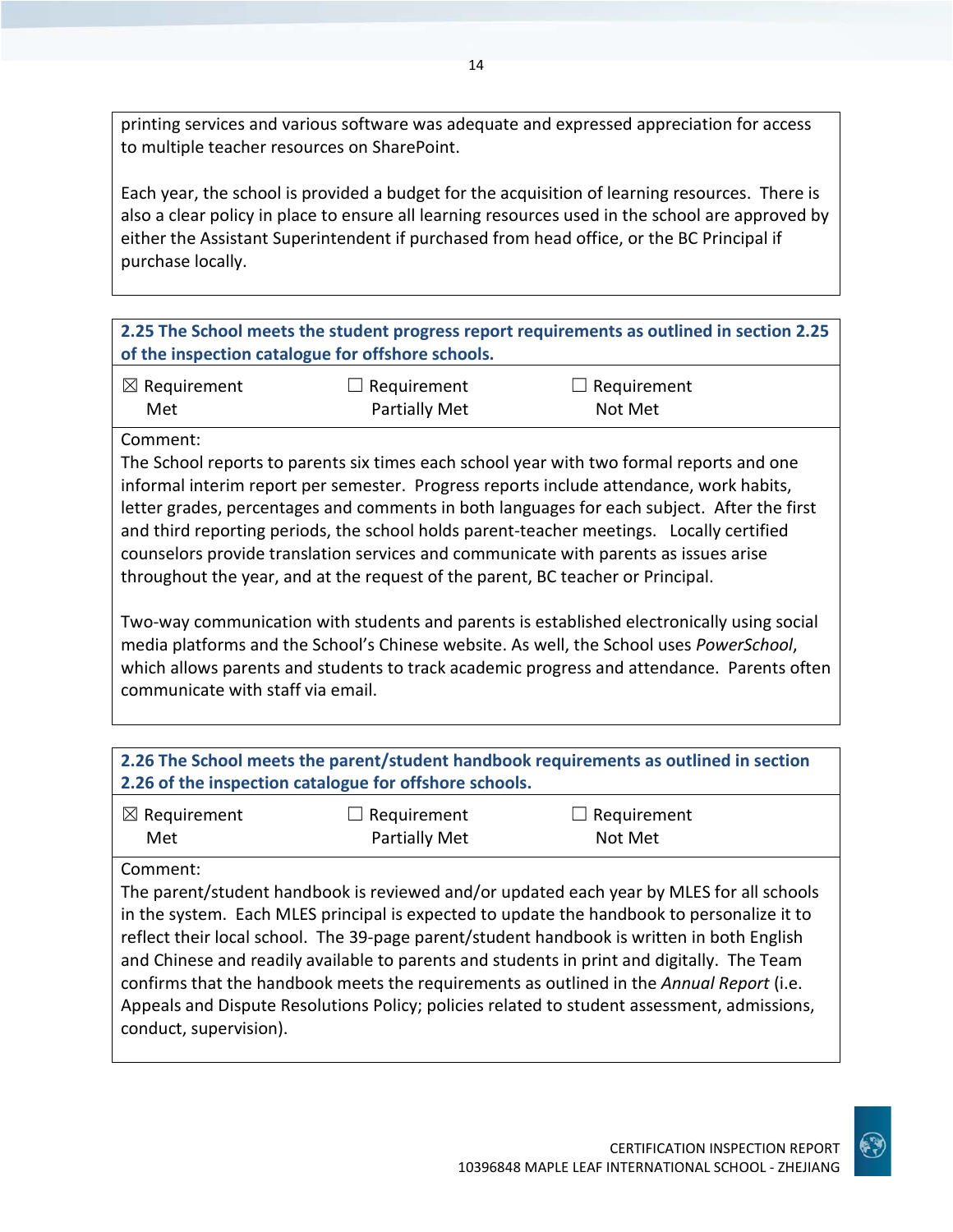printing services and various software was adequate and expressed appreciation for access to multiple teacher resources on SharePoint.

Each year, the school is provided a budget for the acquisition of learning resources. There is also a clear policy in place to ensure all learning resources used in the school are approved by either the Assistant Superintendent if purchased from head office, or the BC Principal if purchase locally.

**2.25 The School meets the student progress report requirements as outlined in section 2.25 of the inspection catalogue for offshore schools.**

| ☒ Requirement Met | ☐ Requirement Partially Met | ☐ Requirement Not Met |
|---|---|---|

Comment:
The School reports to parents six times each school year with two formal reports and one informal interim report per semester. Progress reports include attendance, work habits, letter grades, percentages and comments in both languages for each subject. After the first and third reporting periods, the school holds parent-teacher meetings. Locally certified counselors provide translation services and communicate with parents as issues arise throughout the year, and at the request of the parent, BC teacher or Principal.

Two-way communication with students and parents is established electronically using social media platforms and the School's Chinese website. As well, the School uses *PowerSchool*, which allows parents and students to track academic progress and attendance. Parents often communicate with staff via email.

**2.26 The School meets the parent/student handbook requirements as outlined in section 2.26 of the inspection catalogue for offshore schools.**

| ☒ Requirement Met | ☐ Requirement Partially Met | ☐ Requirement Not Met |
|---|---|---|

Comment:
The parent/student handbook is reviewed and/or updated each year by MLES for all schools in the system. Each MLES principal is expected to update the handbook to personalize it to reflect their local school. The 39-page parent/student handbook is written in both English and Chinese and readily available to parents and students in print and digitally. The Team confirms that the handbook meets the requirements as outlined in the *Annual Report* (i.e. Appeals and Dispute Resolutions Policy; policies related to student assessment, admissions, conduct, supervision).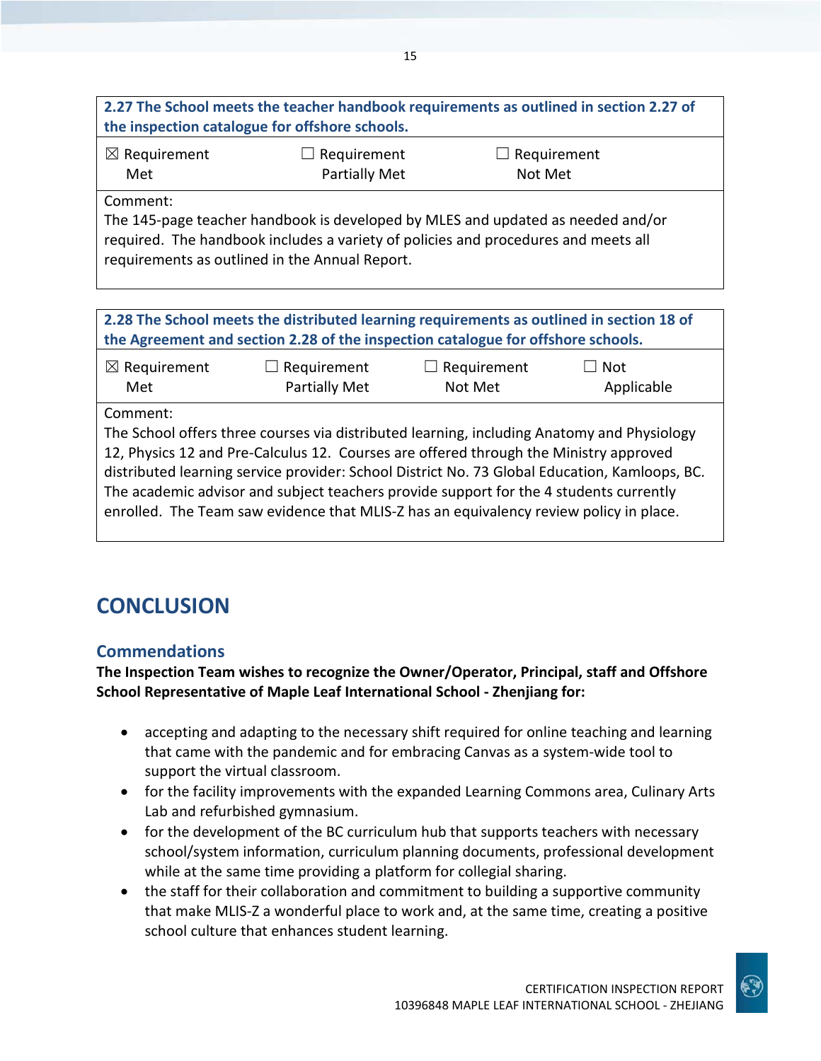| 2.27 The School meets the teacher handbook requirements as outlined in section 2.27 of the inspection catalogue for offshore schools. | | |
|---|---|---|
| ☒ Requirement Met | ☐ Requirement Partially Met | ☐ Requirement Not Met |
| Comment:<br>The 145-page teacher handbook is developed by MLES and updated as needed and/or required. The handbook includes a variety of policies and procedures and meets all requirements as outlined in the Annual Report. | | |

| 2.28 The School meets the distributed learning requirements as outlined in section 18 of the Agreement and section 2.28 of the inspection catalogue for offshore schools. | | | |
|---|---|---|---|
| ☒ Requirement Met | ☐ Requirement Partially Met | ☐ Requirement Not Met | ☐ Not Applicable |
| Comment:<br>The School offers three courses via distributed learning, including Anatomy and Physiology 12, Physics 12 and Pre-Calculus 12. Courses are offered through the Ministry approved distributed learning service provider: School District No. 73 Global Education, Kamloops, BC. The academic advisor and subject teachers provide support for the 4 students currently enrolled. The Team saw evidence that MLIS-Z has an equivalency review policy in place. | | | |

# CONCLUSION

## Commendations

**The Inspection Team wishes to recognize the Owner/Operator, Principal, staff and Offshore School Representative of Maple Leaf International School - Zhenjiang for:**

- accepting and adapting to the necessary shift required for online teaching and learning that came with the pandemic and for embracing Canvas as a system-wide tool to support the virtual classroom.
- for the facility improvements with the expanded Learning Commons area, Culinary Arts Lab and refurbished gymnasium.
- for the development of the BC curriculum hub that supports teachers with necessary school/system information, curriculum planning documents, professional development while at the same time providing a platform for collegial sharing.
- the staff for their collaboration and commitment to building a supportive community that make MLIS-Z a wonderful place to work and, at the same time, creating a positive school culture that enhances student learning.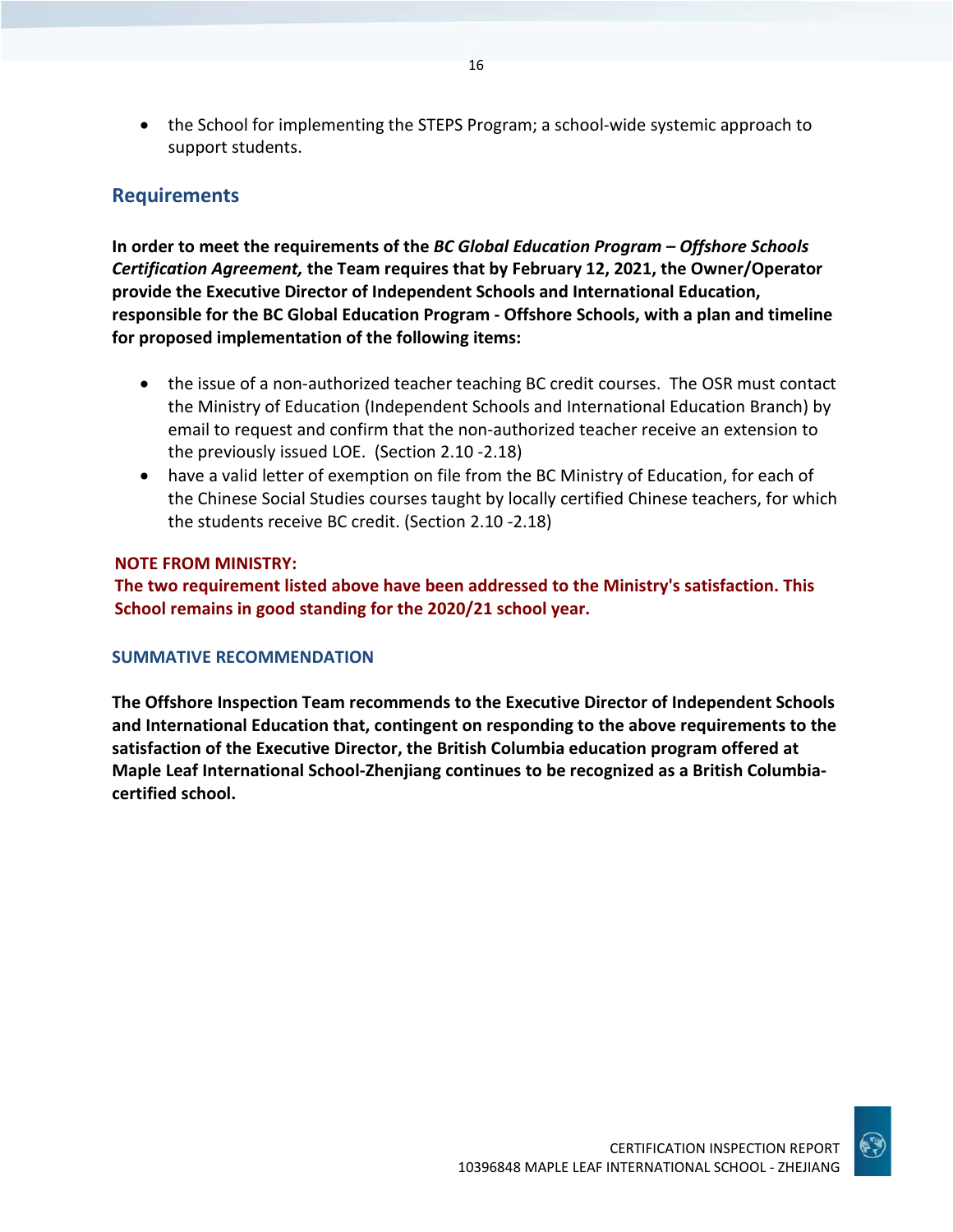- the School for implementing the STEPS Program; a school-wide systemic approach to support students.

## Requirements

**In order to meet the requirements of the *BC Global Education Program – Offshore Schools Certification Agreement,* the Team requires that by February 12, 2021, the Owner/Operator provide the Executive Director of Independent Schools and International Education, responsible for the BC Global Education Program - Offshore Schools, with a plan and timeline for proposed implementation of the following items:**

- the issue of a non-authorized teacher teaching BC credit courses. The OSR must contact the Ministry of Education (Independent Schools and International Education Branch) by email to request and confirm that the non-authorized teacher receive an extension to the previously issued LOE. (Section 2.10 -2.18)
- have a valid letter of exemption on file from the BC Ministry of Education, for each of the Chinese Social Studies courses taught by locally certified Chinese teachers, for which the students receive BC credit. (Section 2.10 -2.18)

**NOTE FROM MINISTRY:**
**The two requirement listed above have been addressed to the Ministry's satisfaction. This School remains in good standing for the 2020/21 school year.**

### SUMMATIVE RECOMMENDATION

**The Offshore Inspection Team recommends to the Executive Director of Independent Schools and International Education that, contingent on responding to the above requirements to the satisfaction of the Executive Director, the British Columbia education program offered at Maple Leaf International School-Zhenjiang continues to be recognized as a British Columbia-certified school.**